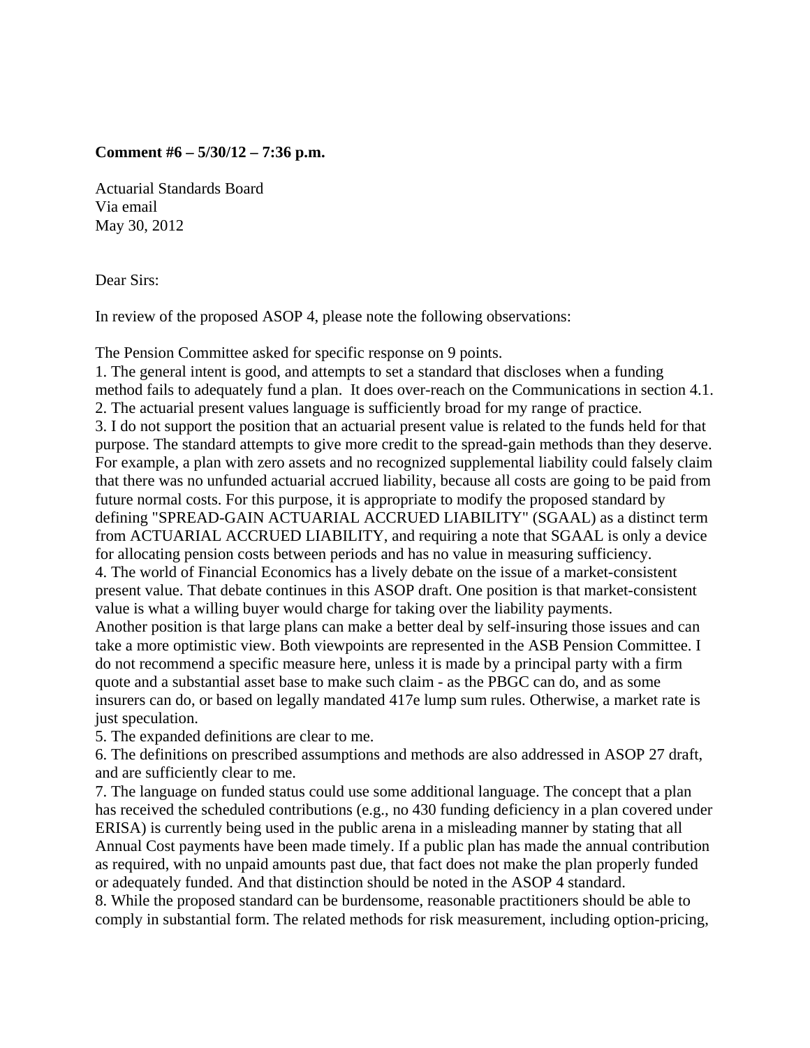**Comment #6 – 5/30/12 – 7:36 p.m.**

Actuarial Standards Board
Via email
May 30, 2012

Dear Sirs:

In review of the proposed ASOP 4, please note the following observations:

The Pension Committee asked for specific response on 9 points.

1. The general intent is good, and attempts to set a standard that discloses when a funding method fails to adequately fund a plan. It does over-reach on the Communications in section 4.1.
2. The actuarial present values language is sufficiently broad for my range of practice.
3. I do not support the position that an actuarial present value is related to the funds held for that purpose. The standard attempts to give more credit to the spread-gain methods than they deserve. For example, a plan with zero assets and no recognized supplemental liability could falsely claim that there was no unfunded actuarial accrued liability, because all costs are going to be paid from future normal costs. For this purpose, it is appropriate to modify the proposed standard by defining "SPREAD-GAIN ACTUARIAL ACCRUED LIABILITY" (SGAAL) as a distinct term from ACTUARIAL ACCRUED LIABILITY, and requiring a note that SGAAL is only a device for allocating pension costs between periods and has no value in measuring sufficiency.
4. The world of Financial Economics has a lively debate on the issue of a market-consistent present value. That debate continues in this ASOP draft. One position is that market-consistent value is what a willing buyer would charge for taking over the liability payments. Another position is that large plans can make a better deal by self-insuring those issues and can take a more optimistic view. Both viewpoints are represented in the ASB Pension Committee. I do not recommend a specific measure here, unless it is made by a principal party with a firm quote and a substantial asset base to make such claim - as the PBGC can do, and as some insurers can do, or based on legally mandated 417e lump sum rules. Otherwise, a market rate is just speculation.
5. The expanded definitions are clear to me.
6. The definitions on prescribed assumptions and methods are also addressed in ASOP 27 draft, and are sufficiently clear to me.
7. The language on funded status could use some additional language. The concept that a plan has received the scheduled contributions (e.g., no 430 funding deficiency in a plan covered under ERISA) is currently being used in the public arena in a misleading manner by stating that all Annual Cost payments have been made timely. If a public plan has made the annual contribution as required, with no unpaid amounts past due, that fact does not make the plan properly funded or adequately funded. And that distinction should be noted in the ASOP 4 standard.
8. While the proposed standard can be burdensome, reasonable practitioners should be able to comply in substantial form. The related methods for risk measurement, including option-pricing,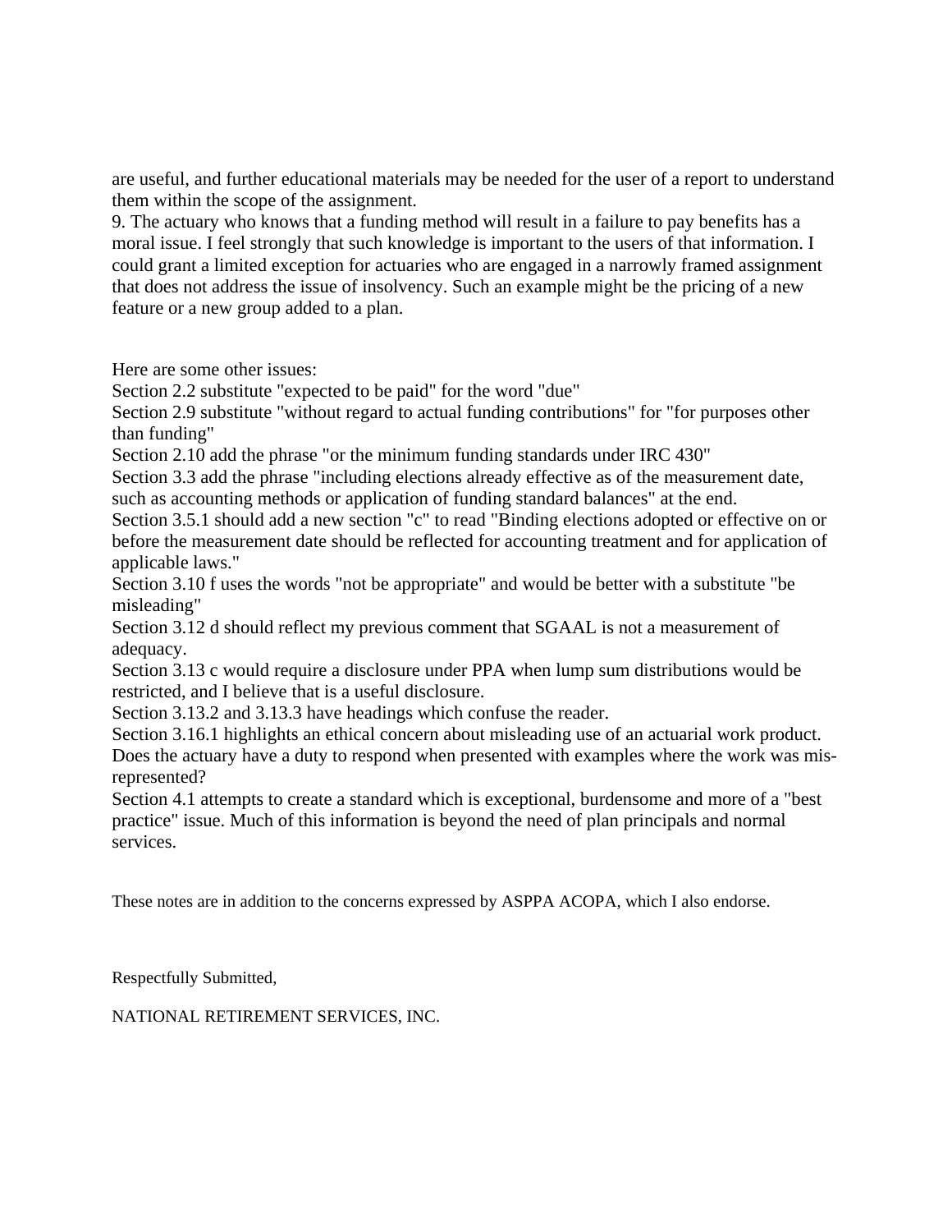are useful, and further educational materials may be needed for the user of a report to understand them within the scope of the assignment.

9. The actuary who knows that a funding method will result in a failure to pay benefits has a moral issue. I feel strongly that such knowledge is important to the users of that information. I could grant a limited exception for actuaries who are engaged in a narrowly framed assignment that does not address the issue of insolvency. Such an example might be the pricing of a new feature or a new group added to a plan.

Here are some other issues:

Section 2.2 substitute "expected to be paid" for the word "due"

Section 2.9 substitute "without regard to actual funding contributions" for "for purposes other than funding"

Section 2.10 add the phrase "or the minimum funding standards under IRC 430"

Section 3.3 add the phrase "including elections already effective as of the measurement date, such as accounting methods or application of funding standard balances" at the end.

Section 3.5.1 should add a new section "c" to read "Binding elections adopted or effective on or before the measurement date should be reflected for accounting treatment and for application of applicable laws."

Section 3.10 f uses the words "not be appropriate" and would be better with a substitute "be misleading"

Section 3.12 d should reflect my previous comment that SGAAL is not a measurement of adequacy.

Section 3.13 c would require a disclosure under PPA when lump sum distributions would be restricted, and I believe that is a useful disclosure.

Section 3.13.2 and 3.13.3 have headings which confuse the reader.

Section 3.16.1 highlights an ethical concern about misleading use of an actuarial work product. Does the actuary have a duty to respond when presented with examples where the work was mis-represented?

Section 4.1 attempts to create a standard which is exceptional, burdensome and more of a "best practice" issue. Much of this information is beyond the need of plan principals and normal services.

These notes are in addition to the concerns expressed by ASPPA ACOPA, which I also endorse.

Respectfully Submitted,

NATIONAL RETIREMENT SERVICES, INC.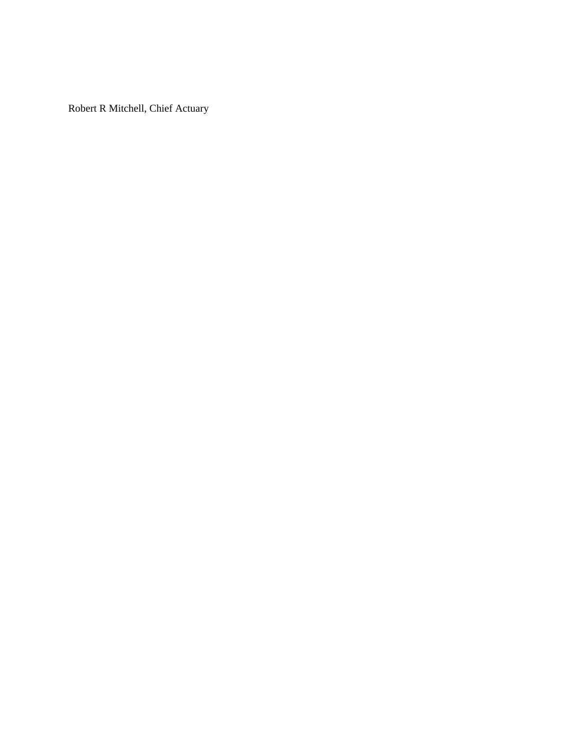Robert R Mitchell, Chief Actuary